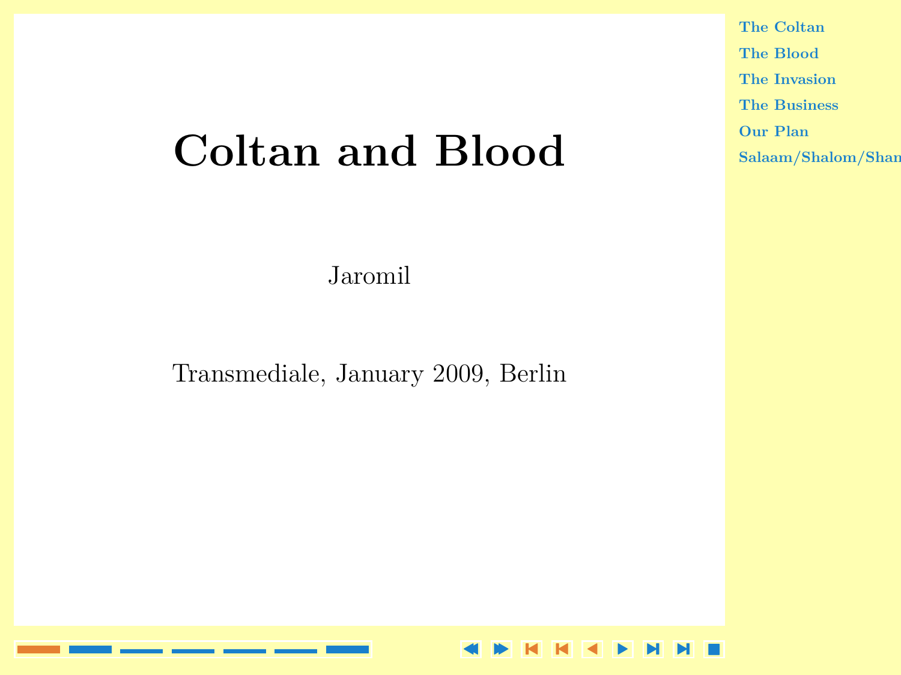# Coltan and Blood

Jaromil

Transmediale, January 2009, Berlin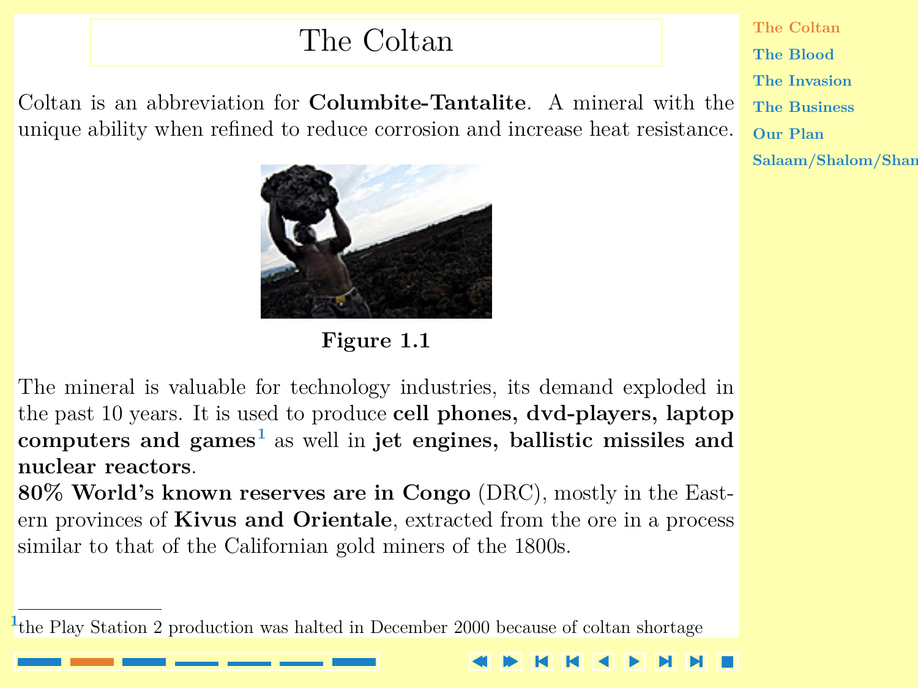# The Coltan

Coltan is an abbreviation for **Columbite-Tantalite**. A mineral with the unique ability when refined to reduce corrosion and increase heat resistance.

**Figure 1.1**

The mineral is valuable for technology industries, its demand exploded in the past 10 years. It is used to produce **cell phones, dvd-players, laptop computers and games**[1] as well in **jet engines, ballistic missiles and nuclear reactors**.

**80% World's known reserves are in Congo** (DRC), mostly in the Eastern provinces of **Kivus and Orientale**, extracted from the ore in a process similar to that of the Californian gold miners of the 1800s.

[1] the Play Station 2 production was halted in December 2000 because of coltan shortage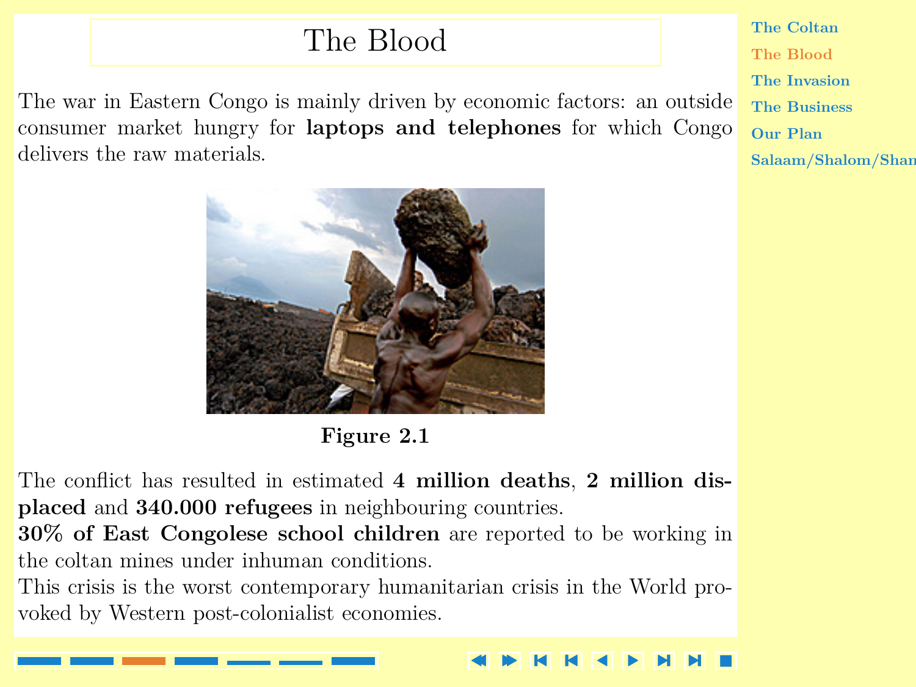# The Blood

The war in Eastern Congo is mainly driven by economic factors: an outside consumer market hungry for **laptops and telephones** for which Congo delivers the raw materials.

**Figure 2.1**

The conflict has resulted in estimated **4 million deaths**, **2 million displaced** and **340.000 refugees** in neighbouring countries.
**30% of East Congolese school children** are reported to be working in the coltan mines under inhuman conditions.
This crisis is the worst contemporary humanitarian crisis in the World provoked by Western post-colonialist economies.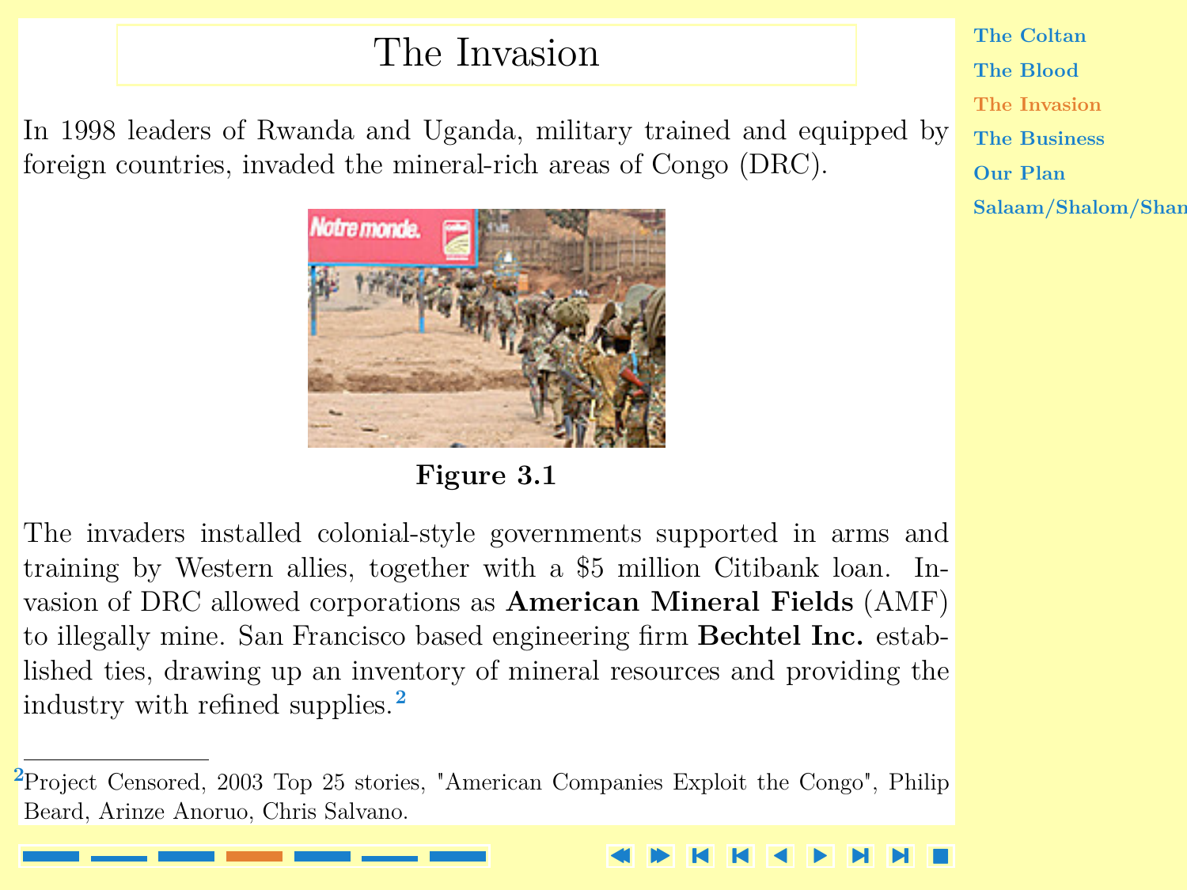# The Invasion

In 1998 leaders of Rwanda and Uganda, military trained and equipped by foreign countries, invaded the mineral-rich areas of Congo (DRC).

**Figure 3.1**

The invaders installed colonial-style governments supported in arms and training by Western allies, together with a $5 million Citibank loan. Invasion of DRC allowed corporations as **American Mineral Fields** (AMF) to illegally mine. San Francisco based engineering firm **Bechtel Inc.** established ties, drawing up an inventory of mineral resources and providing the industry with refined supplies.[2]

[2] Project Censored, 2003 Top 25 stories, "American Companies Exploit the Congo", Philip Beard, Arinze Anoruo, Chris Salvano.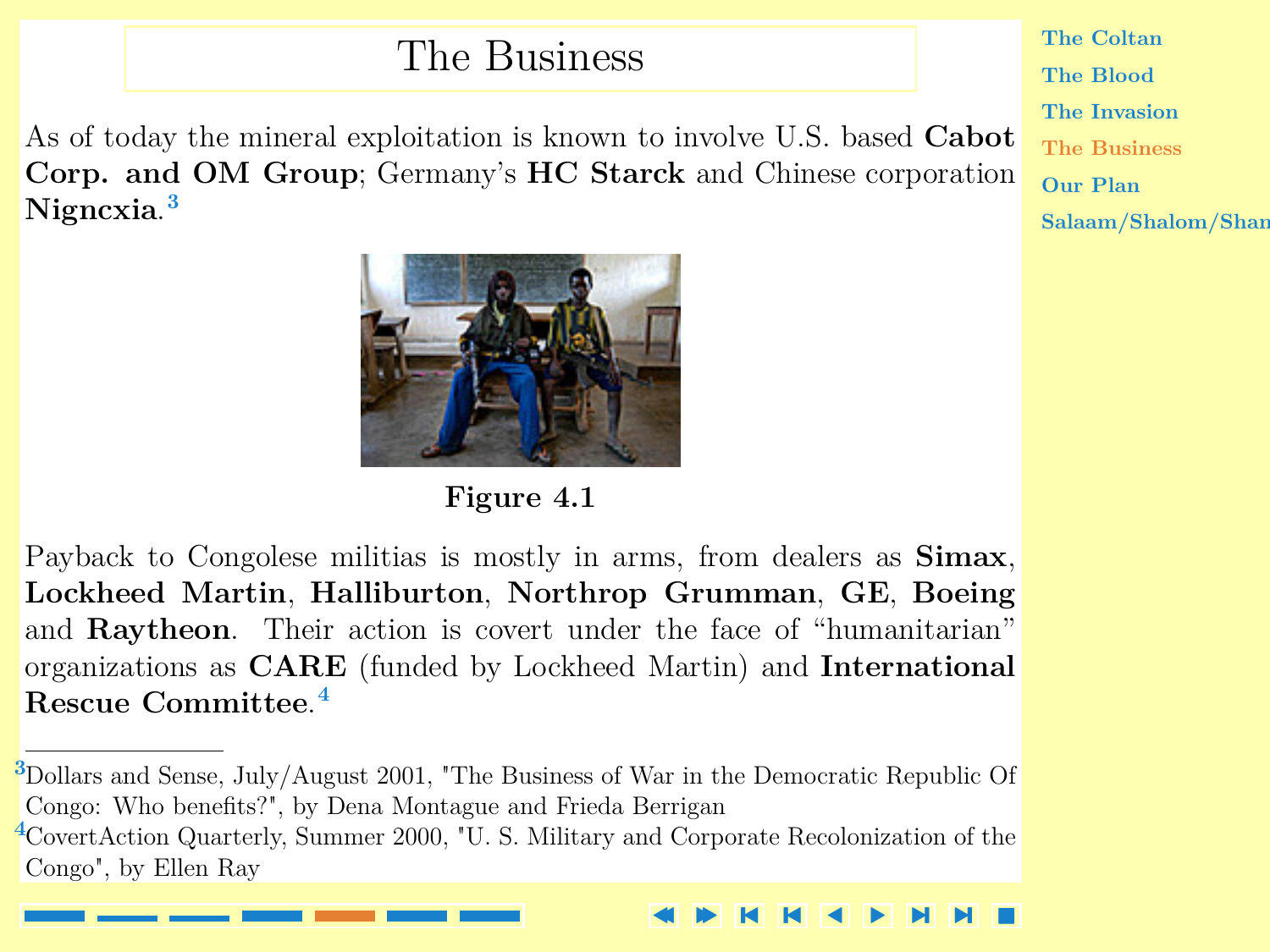# The Business

As of today the mineral exploitation is known to involve U.S. based **Cabot Corp. and OM Group**; Germany's **HC Starck** and Chinese corporation **Nigncxia**.[3]

**Figure 4.1**

Payback to Congolese militias is mostly in arms, from dealers as **Simax**, **Lockheed Martin**, **Halliburton**, **Northrop Grumman**, **GE**, **Boeing** and **Raytheon**. Their action is covert under the face of "humanitarian" organizations as **CARE** (funded by Lockheed Martin) and **International Rescue Committee**.[4]

---

[3] Dollars and Sense, July/August 2001, "The Business of War in the Democratic Republic Of Congo: Who benefits?", by Dena Montague and Frieda Berrigan

[4] CovertAction Quarterly, Summer 2000, "U. S. Military and Corporate Recolonization of the Congo", by Ellen Ray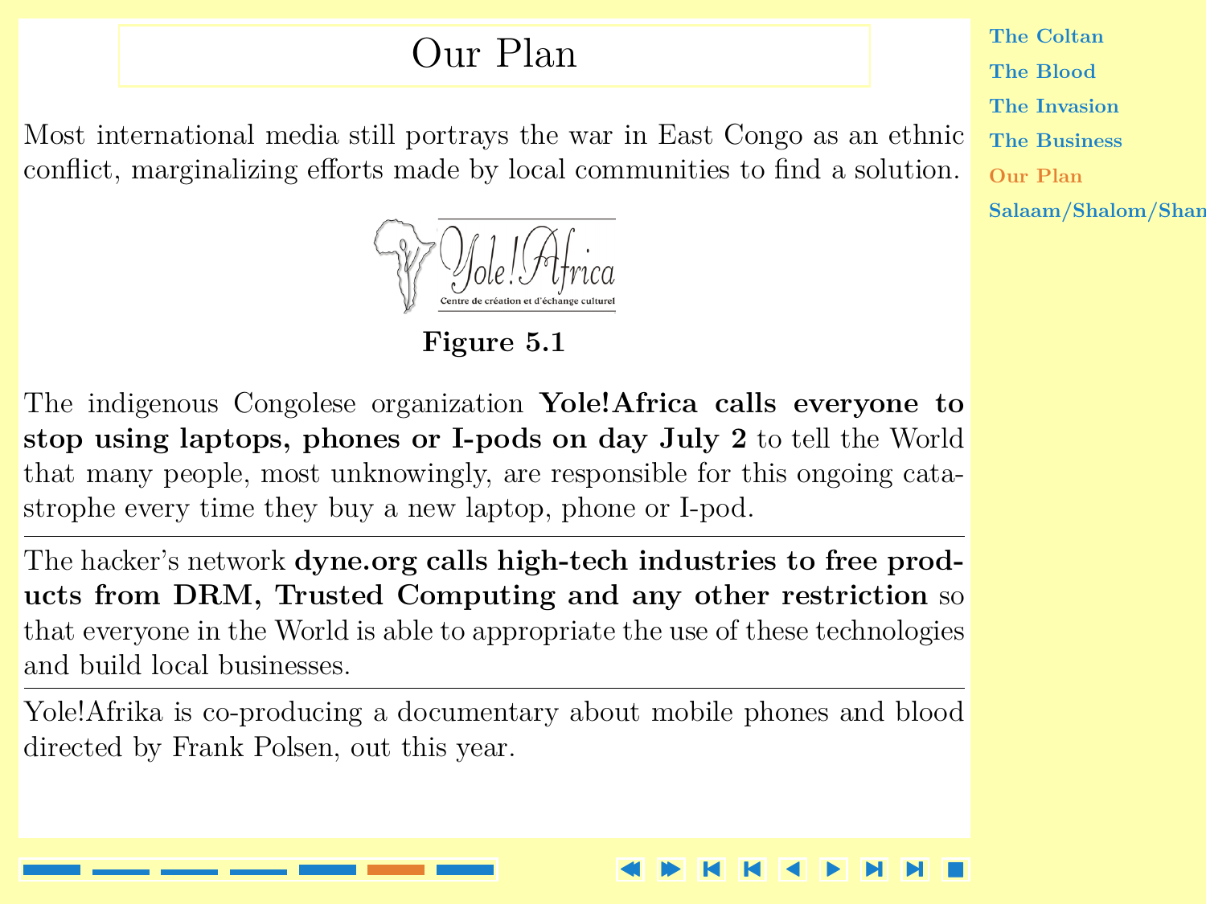# Our Plan

Most international media still portrays the war in East Congo as an ethnic conflict, marginalizing efforts made by local communities to find a solution.

**Figure 5.1**

The indigenous Congolese organization **Yole!Africa calls everyone to stop using laptops, phones or I-pods on day July 2** to tell the World that many people, most unknowingly, are responsible for this ongoing catastrophe every time they buy a new laptop, phone or I-pod.

---

The hacker's network **dyne.org calls high-tech industries to free products from DRM, Trusted Computing and any other restriction** so that everyone in the World is able to appropriate the use of these technologies and build local businesses.

---

Yole!Afrika is co-producing a documentary about mobile phones and blood directed by Frank Polsen, out this year.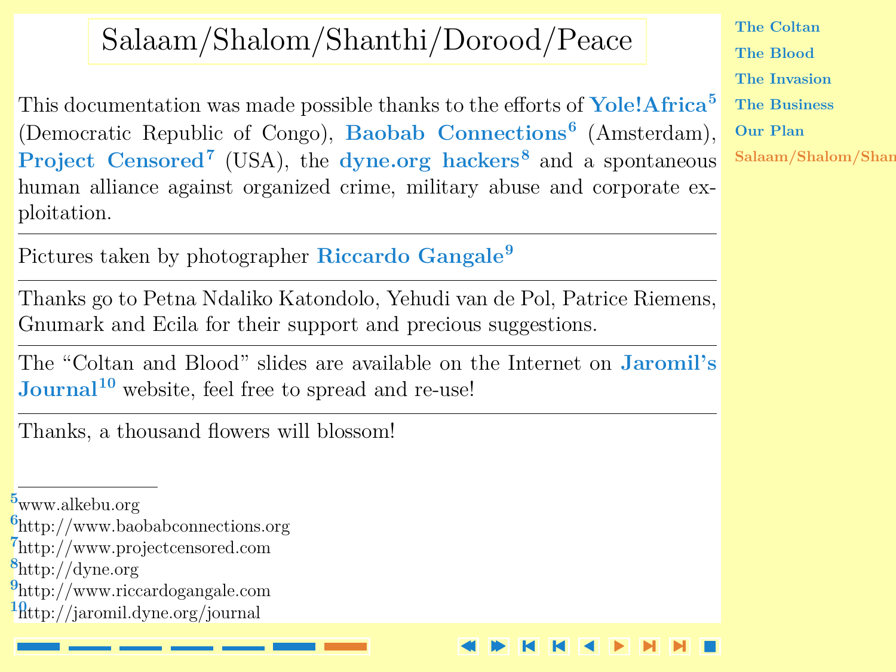# Salaam/Shalom/Shanthi/Dorood/Peace

This documentation was made possible thanks to the efforts of **Yole!Africa**[5] (Democratic Republic of Congo), **Baobab Connections**[6] (Amsterdam), **Project Censored**[7] (USA), the **dyne.org hackers**[8] and a spontaneous human alliance against organized crime, military abuse and corporate exploitation.

---

Pictures taken by photographer **Riccardo Gangale**[9]

---

Thanks go to Petna Ndaliko Katondolo, Yehudi van de Pol, Patrice Riemens, Gnumark and Ecila for their support and precious suggestions.

---

The "Coltan and Blood" slides are available on the Internet on **Jaromil's Journal**[10] website, feel free to spread and re-use!

---

Thanks, a thousand flowers will blossom!

[5] www.alkebu.org

[6] http://www.baobabconnections.org

[7] http://www.projectcensored.com

[8] http://dyne.org

[9] http://www.riccardogangale.com

[10] http://jaromil.dyne.org/journal